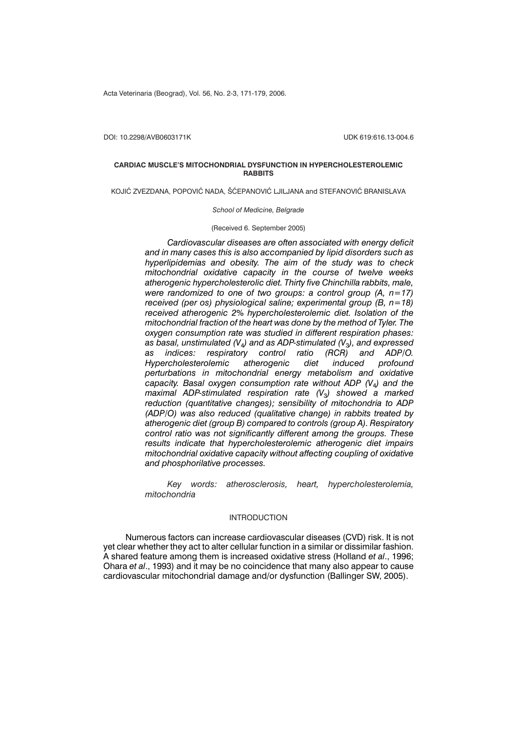Acta Veterinaria (Beograd), Vol. 56, No. 2-3, 171-179, 2006.

DOI: 10.2298/AVB0603171K UDK 619:616.13-004.6

# CARDIAC MUSCLE'S MITOCHONDRIAL DYSFUNCTION IN HYPERCHOLESTEROLEMIC RABBITS

KOJIĆ ZVEZDANA, POPOVIĆ NADA, ŠĆEPANOVIĆ LJILJANA and STEFANOVIĆ BRANISLAVA

*School of Medicine, Belgrade*

(Received 6. September 2005)

*Cardiovascular diseases are often associated with energy deficit and in many cases this is also accompanied by lipid disorders such as hyperlipidemias and obesity. The aim of the study was to check mitochondrial oxidative capacity in the course of twelve weeks atherogenic hypercholesterolic diet. Thirty five Chinchilla rabbits, male, were randomized to one of two groups: a control group (A, n=17) received (per os) physiological saline; experimental group (B, n=18) received atherogenic 2% hypercholesterolemic diet. Isolation of the mitochondrial fraction of the heart was done by the method of Tyler. The oxygen consumption rate was studied in different respiration phases: as basal, unstimulated ($V_4$) and as ADP-stimulated ($V_3$), and expressed as indices: respiratory control ratio (RCR) and ADP/O. Hypercholesterolemic atherogenic diet induced profound perturbations in mitochondrial energy metabolism and oxidative capacity. Basal oxygen consumption rate without ADP ($V_4$) and the maximal ADP-stimulated respiration rate ($V_3$) showed a marked reduction (quantitative changes); sensibility of mitochondria to ADP (ADP/O) was also reduced (qualitative change) in rabbits treated by atherogenic diet (group B) compared to controls (group A). Respiratory control ratio was not significantly different among the groups. These results indicate that hypercholesterolemic atherogenic diet impairs mitochondrial oxidative capacity without affecting coupling of oxidative and phosphorilative processes.*

*Key words: atherosclerosis, heart, hypercholesterolemia, mitochondria*

## INTRODUCTION

Numerous factors can increase cardiovascular diseases (CVD) risk. It is not yet clear whether they act to alter cellular function in a similar or dissimilar fashion. A shared feature among them is increased oxidative stress (Holland *et al*., 1996; Ohara *et al*., 1993) and it may be no coincidence that many also appear to cause cardiovascular mitochondrial damage and/or dysfunction (Ballinger SW, 2005).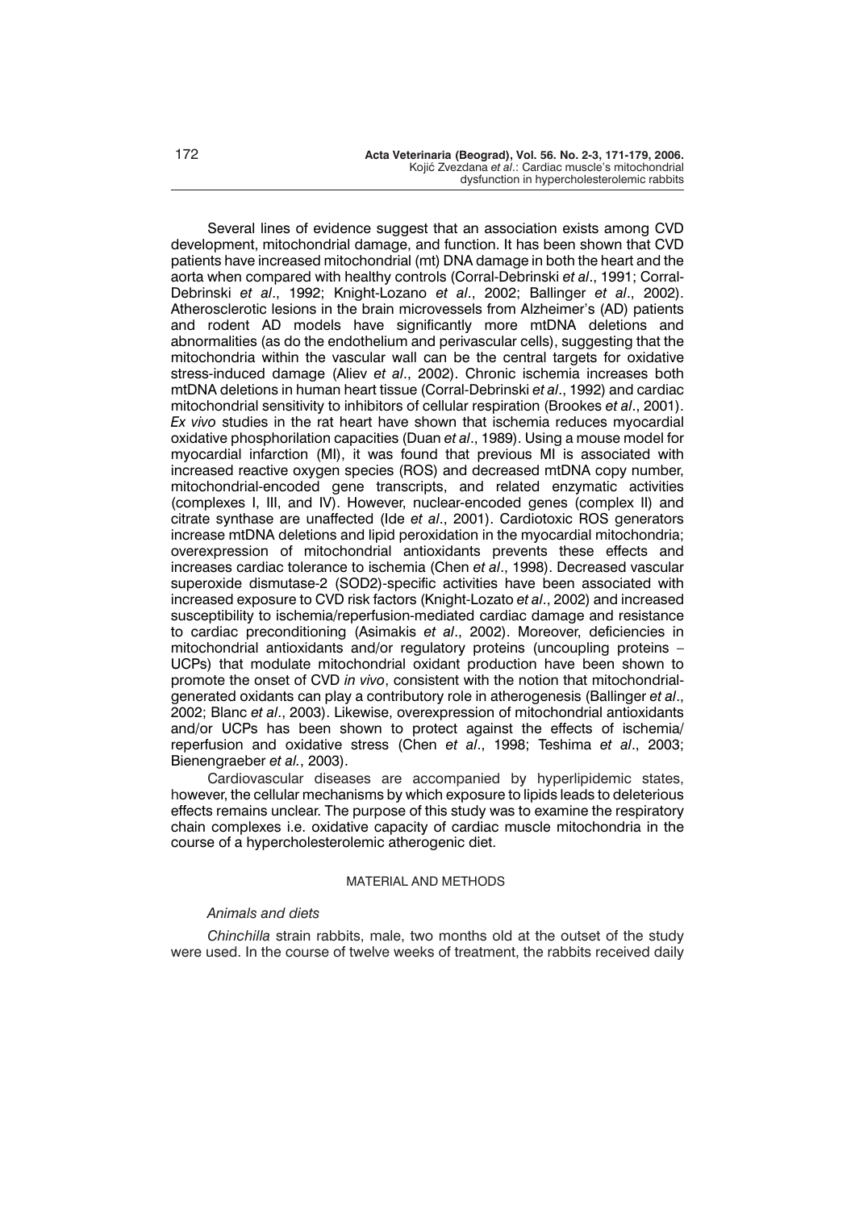Several lines of evidence suggest that an association exists among CVD development, mitochondrial damage, and function. It has been shown that CVD patients have increased mitochondrial (mt) DNA damage in both the heart and the aorta when compared with healthy controls (Corral-Debrinski *et al*., 1991; Corral-Debrinski *et al*., 1992; Knight-Lozano *et al*., 2002; Ballinger *et al*., 2002). Atherosclerotic lesions in the brain microvessels from Alzheimer's (AD) patients and rodent AD models have significantly more mtDNA deletions and abnormalities (as do the endothelium and perivascular cells), suggesting that the mitochondria within the vascular wall can be the central targets for oxidative stress-induced damage (Aliev *et al*., 2002). Chronic ischemia increases both mtDNA deletions in human heart tissue (Corral-Debrinski *et al*., 1992) and cardiac mitochondrial sensitivity to inhibitors of cellular respiration (Brookes *et al*., 2001). *Ex vivo* studies in the rat heart have shown that ischemia reduces myocardial oxidative phosphorilation capacities (Duan *et al*., 1989). Using a mouse model for myocardial infarction (MI), it was found that previous MI is associated with increased reactive oxygen species (ROS) and decreased mtDNA copy number, mitochondrial-encoded gene transcripts, and related enzymatic activities (complexes I, III, and IV). However, nuclear-encoded genes (complex II) and citrate synthase are unaffected (Ide *et al*., 2001). Cardiotoxic ROS generators increase mtDNA deletions and lipid peroxidation in the myocardial mitochondria; overexpression of mitochondrial antioxidants prevents these effects and increases cardiac tolerance to ischemia (Chen *et al*., 1998). Decreased vascular superoxide dismutase-2 (SOD2)-specific activities have been associated with increased exposure to CVD risk factors (Knight-Lozato *et al*., 2002) and increased susceptibility to ischemia/reperfusion-mediated cardiac damage and resistance to cardiac preconditioning (Asimakis *et al*., 2002). Moreover, deficiencies in mitochondrial antioxidants and/or regulatory proteins (uncoupling proteins – UCPs) that modulate mitochondrial oxidant production have been shown to promote the onset of CVD *in vivo*, consistent with the notion that mitochondrial-generated oxidants can play a contributory role in atherogenesis (Ballinger *et al*., 2002; Blanc *et al*., 2003). Likewise, overexpression of mitochondrial antioxidants and/or UCPs has been shown to protect against the effects of ischemia/ reperfusion and oxidative stress (Chen *et al*., 1998; Teshima *et al*., 2003; Bienengraeber *et al.*, 2003).

Cardiovascular diseases are accompanied by hyperlipidemic states, however, the cellular mechanisms by which exposure to lipids leads to deleterious effects remains unclear. The purpose of this study was to examine the respiratory chain complexes i.e. oxidative capacity of cardiac muscle mitochondria in the course of a hypercholesterolemic atherogenic diet.

## MATERIAL AND METHODS

### *Animals and diets*

*Chinchilla* strain rabbits, male, two months old at the outset of the study were used. In the course of twelve weeks of treatment, the rabbits received daily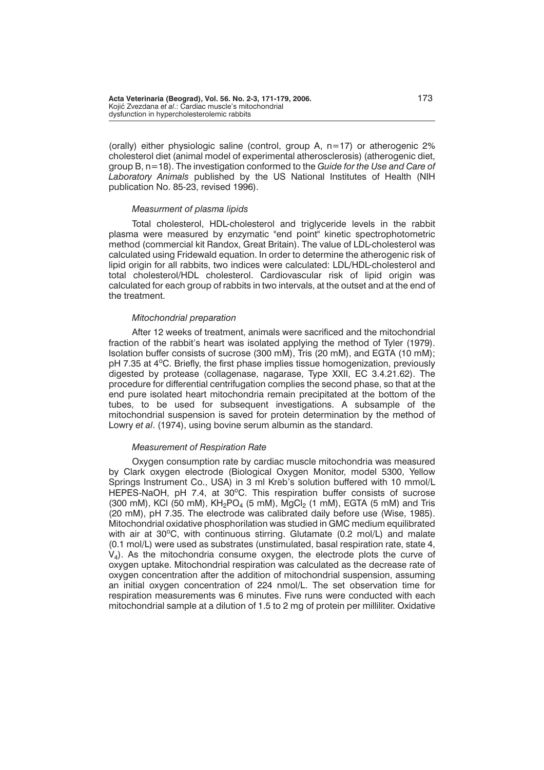(orally) either physiologic saline (control, group A, n=17) or atherogenic 2% cholesterol diet (animal model of experimental atherosclerosis) (atherogenic diet, group B, n=18). The investigation conformed to the *Guide for the Use and Care of Laboratory Animals* published by the US National Institutes of Health (NIH publication No. 85-23, revised 1996).

### *Measurment of plasma lipids*

Total cholesterol, HDL-cholesterol and triglyceride levels in the rabbit plasma were measured by enzymatic "end point" kinetic spectrophotometric method (commercial kit Randox, Great Britain). The value of LDL-cholesterol was calculated using Fridewald equation. In order to determine the atherogenic risk of lipid origin for all rabbits, two indices were calculated: LDL/HDL-cholesterol and total cholesterol/HDL cholesterol. Cardiovascular risk of lipid origin was calculated for each group of rabbits in two intervals, at the outset and at the end of the treatment.

### *Mitochondrial preparation*

After 12 weeks of treatment, animals were sacrificed and the mitochondrial fraction of the rabbit's heart was isolated applying the method of Tyler (1979). Isolation buffer consists of sucrose (300 mM), Tris (20 mM), and EGTA (10 mM); pH 7.35 at 4°C. Briefly, the first phase implies tissue homogenization, previously digested by protease (collagenase, nagarase, Type XXII, EC 3.4.21.62). The procedure for differential centrifugation complies the second phase, so that at the end pure isolated heart mitochondria remain precipitated at the bottom of the tubes, to be used for subsequent investigations. A subsample of the mitochondrial suspension is saved for protein determination by the method of Lowry *et al*. (1974), using bovine serum albumin as the standard.

### *Measurement of Respiration Rate*

Oxygen consumption rate by cardiac muscle mitochondria was measured by Clark oxygen electrode (Biological Oxygen Monitor, model 5300, Yellow Springs Instrument Co., USA) in 3 ml Kreb's solution buffered with 10 mmol/L HEPES-NaOH, pH 7.4, at 30°C. This respiration buffer consists of sucrose (300 mM), KCl (50 mM), $KH_2PO_4$ (5 mM), $MgCl_2$ (1 mM), EGTA (5 mM) and Tris (20 mM), pH 7.35. The electrode was calibrated daily before use (Wise, 1985). Mitochondrial oxidative phosphorilation was studied in GMC medium equilibrated with air at 30°C, with continuous stirring. Glutamate (0.2 mol/L) and malate (0.1 mol/L) were used as substrates (unstimulated, basal respiration rate, state 4, $V_4$). As the mitochondria consume oxygen, the electrode plots the curve of oxygen uptake. Mitochondrial respiration was calculated as the decrease rate of oxygen concentration after the addition of mitochondrial suspension, assuming an initial oxygen concentration of 224 nmol/L. The set observation time for respiration measurements was 6 minutes. Five runs were conducted with each mitochondrial sample at a dilution of 1.5 to 2 mg of protein per milliliter. Oxidative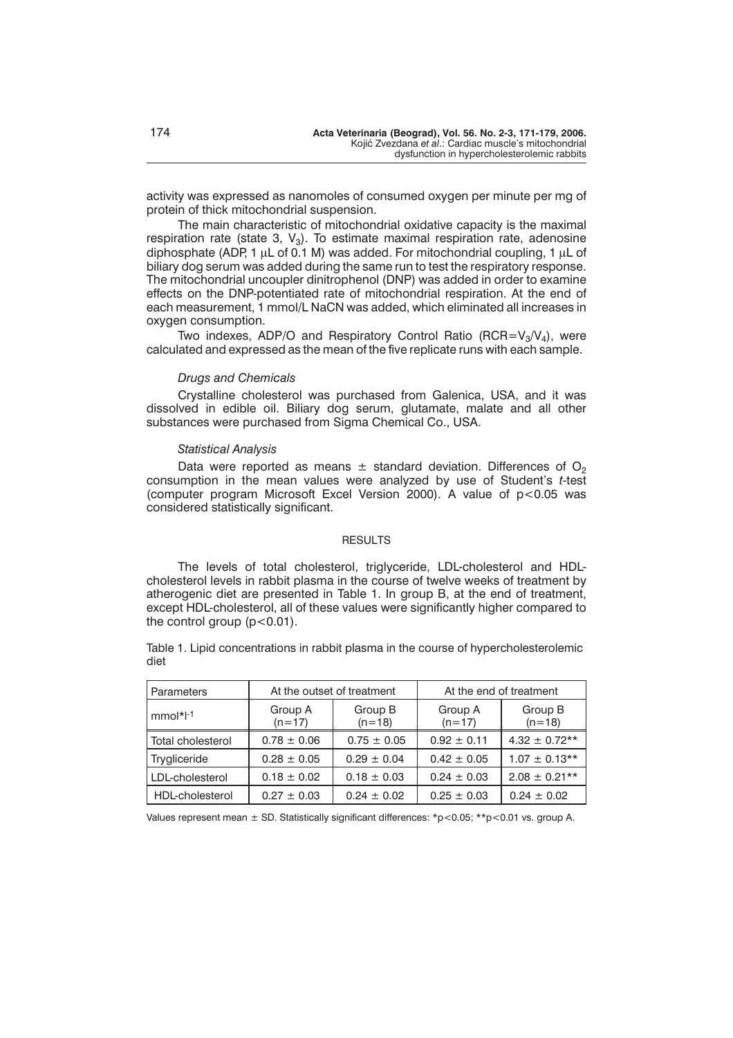activity was expressed as nanomoles of consumed oxygen per minute per mg of protein of thick mitochondrial suspension.

The main characteristic of mitochondrial oxidative capacity is the maximal respiration rate (state 3, $V_3$). To estimate maximal respiration rate, adenosine diphosphate (ADP, 1 μL of 0.1 M) was added. For mitochondrial coupling, 1 μL of biliary dog serum was added during the same run to test the respiratory response. The mitochondrial uncoupler dinitrophenol (DNP) was added in order to examine effects on the DNP-potentiated rate of mitochondrial respiration. At the end of each measurement, 1 mmol/L NaCN was added, which eliminated all increases in oxygen consumption.

Two indexes, ADP/O and Respiratory Control Ratio ($RCR=V_3/V_4$), were calculated and expressed as the mean of the five replicate runs with each sample.

### *Drugs and Chemicals*

Crystalline cholesterol was purchased from Galenica, USA, and it was dissolved in edible oil. Biliary dog serum, glutamate, malate and all other substances were purchased from Sigma Chemical Co., USA.

### *Statistical Analysis*

Data were reported as means ± standard deviation. Differences of $O_2$ consumption in the mean values were analyzed by use of Student's *t*-test (computer program Microsoft Excel Version 2000). A value of $p<0.05$ was considered statistically significant.

## RESULTS

The levels of total cholesterol, triglyceride, LDL-cholesterol and HDL-cholesterol levels in rabbit plasma in the course of twelve weeks of treatment by atherogenic diet are presented in Table 1. In group B, at the end of treatment, except HDL-cholesterol, all of these values were significantly higher compared to the control group ($p<0.01$).

Table 1. Lipid concentrations in rabbit plasma in the course of hypercholesterolemic diet

| Parameters | At the outset of treatment | | At the end of treatment | |
|---|---|---|---|---|
| $mmol*l^{-1}$ | Group A (n=17) | Group B (n=18) | Group A (n=17) | Group B (n=18) |
| Total cholesterol | 0.78 ± 0.06 | 0.75 ± 0.05 | 0.92 ± 0.11 | 4.32 ± 0.72** |
| Trygliceride | 0.28 ± 0.05 | 0.29 ± 0.04 | 0.42 ± 0.05 | 1.07 ± 0.13** |
| LDL-cholesterol | 0.18 ± 0.02 | 0.18 ± 0.03 | 0.24 ± 0.03 | 2.08 ± 0.21** |
| HDL-cholesterol | 0.27 ± 0.03 | 0.24 ± 0.02 | 0.25 ± 0.03 | 0.24 ± 0.02 |

Values represent mean ± SD. Statistically significant differences: *$p<0.05$; **$p<0.01$ vs. group A.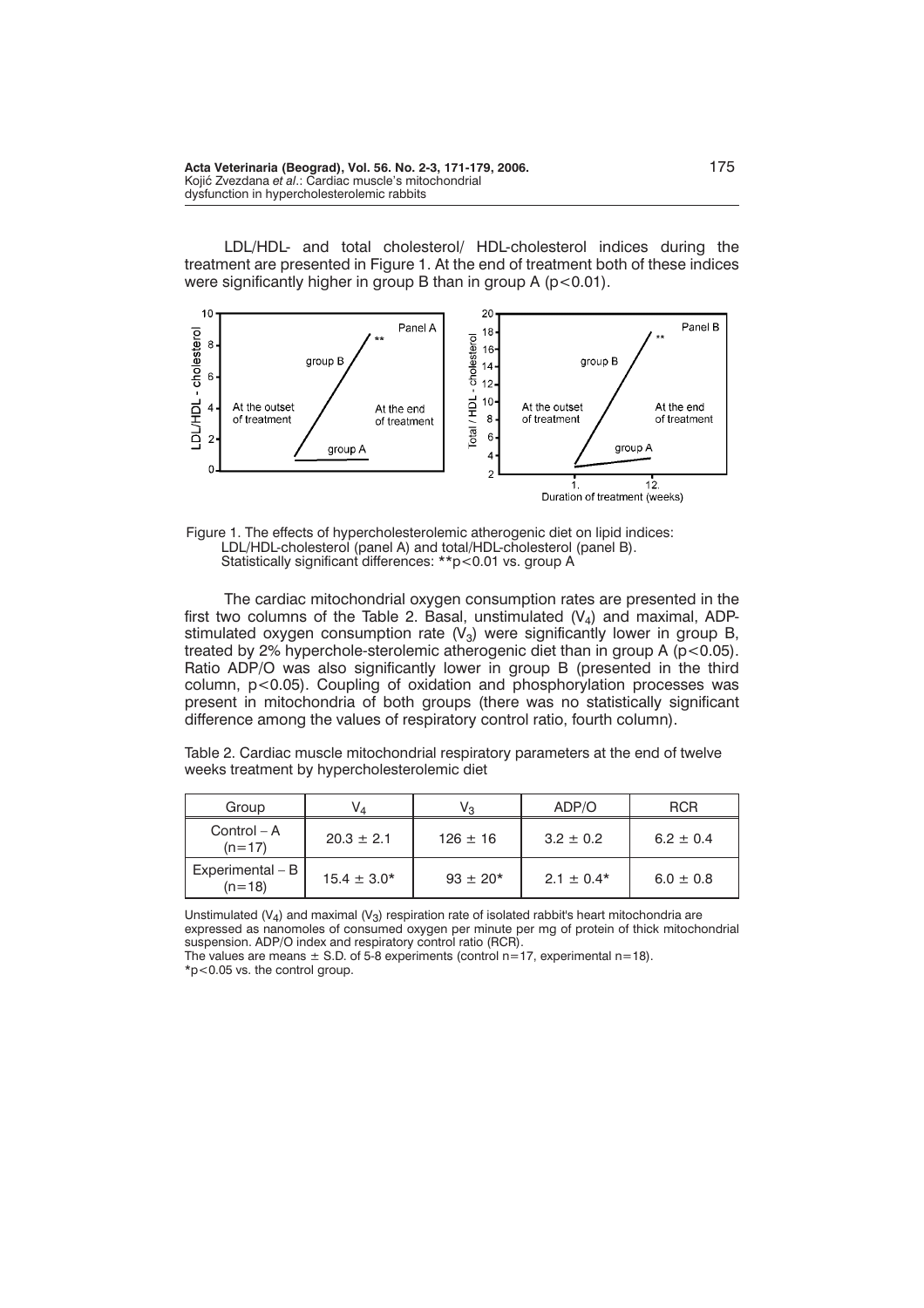LDL/HDL- and total cholesterol/ HDL-cholesterol indices during the treatment are presented in Figure 1. At the end of treatment both of these indices were significantly higher in group B than in group A ($p<0.01$).

Figure 1. The effects of hypercholesterolemic atherogenic diet on lipid indices: LDL/HDL-cholesterol (panel A) and total/HDL-cholesterol (panel B). Statistically significant differences: **$p<0.01$ vs. group A

The cardiac mitochondrial oxygen consumption rates are presented in the first two columns of the Table 2. Basal, unstimulated ($V_4$) and maximal, ADP-stimulated oxygen consumption rate ($V_3$) were significantly lower in group B, treated by 2% hypercholе-sterolemic atherogenic diet than in group A ($p<0.05$). Ratio ADP/O was also significantly lower in group B (presented in the third column, $p<0.05$). Coupling of oxidation and phosphorylation processes was present in mitochondria of both groups (there was no statistically significant difference among the values of respiratory control ratio, fourth column).

Table 2. Cardiac muscle mitochondrial respiratory parameters at the end of twelve weeks treatment by hypercholesterolemic diet

| Group | $V_4$ | $V_3$ | ADP/O | RCR |
|---|---|---|---|---|
| Control – A (n=17) | $20.3 \pm 2.1$ | $126 \pm 16$ | $3.2 \pm 0.2$ | $6.2 \pm 0.4$ |
| Experimental – B (n=18) | $15.4 \pm 3.0$* | $93 \pm 20$* | $2.1 \pm 0.4$* | $6.0 \pm 0.8$ |

Unstimulated ($V_4$) and maximal ($V_3$) respiration rate of isolated rabbit's heart mitochondria are expressed as nanomoles of consumed oxygen per minute per mg of protein of thick mitochondrial suspension. ADP/O index and respiratory control ratio (RCR).
The values are means ± S.D. of 5-8 experiments (control n=17, experimental n=18).
*$p<0.05$ vs. the control group.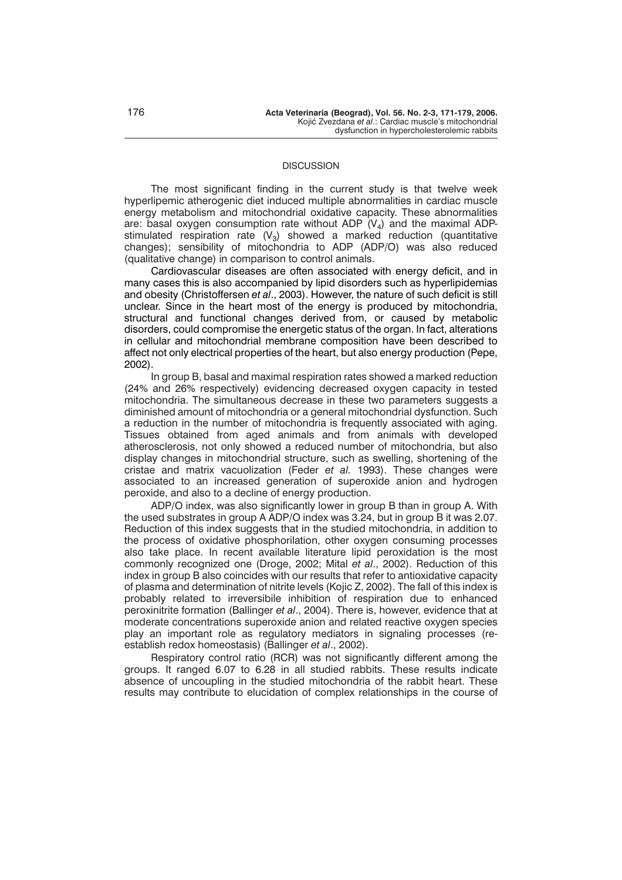## DISCUSSION

The most significant finding in the current study is that twelve week hyperlipemic atherogenic diet induced multiple abnormalities in cardiac muscle energy metabolism and mitochondrial oxidative capacity. These abnormalities are: basal oxygen consumption rate without ADP ($V_4$) and the maximal ADP-stimulated respiration rate ($V_3$) showed a marked reduction (quantitative changes); sensibility of mitochondria to ADP (ADP/O) was also reduced (qualitative change) in comparison to control animals.

Cardiovascular diseases are often associated with energy deficit, and in many cases this is also accompanied by lipid disorders such as hyperlipidemias and obesity (Christoffersen *et al*., 2003). However, the nature of such deficit is still unclear. Since in the heart most of the energy is produced by mitochondria, structural and functional changes derived from, or caused by metabolic disorders, could compromise the energetic status of the organ. In fact, alterations in cellular and mitochondrial membrane composition have been described to affect not only electrical properties of the heart, but also energy production (Pepe, 2002).

In group B, basal and maximal respiration rates showed a marked reduction (24% and 26% respectively) evidencing decreased oxygen capacity in tested mitochondria. The simultaneous decrease in these two parameters suggests a diminished amount of mitochondria or a general mitochondrial dysfunction. Such a reduction in the number of mitochondria is frequently associated with aging. Tissues obtained from aged animals and from animals with developed atherosclerosis, not only showed a reduced number of mitochondria, but also display changes in mitochondrial structure, such as swelling, shortening of the cristae and matrix vacuolization (Feder *et al.* 1993). These changes were associated to an increased generation of superoxide anion and hydrogen peroxide, and also to a decline of energy production.

ADP/O index, was also significantly lower in group B than in group A. With the used substrates in group A ADP/O index was 3.24, but in group B it was 2.07. Reduction of this index suggests that in the studied mitochondria, in addition to the process of oxidative phosphorilation, other oxygen consuming processes also take place. In recent available literature lipid peroxidation is the most commonly recognized one (Droge, 2002; Mital *et al*., 2002). Reduction of this index in group B also coincides with our results that refer to antioxidative capacity of plasma and determination of nitrite levels (Kojic Z, 2002). The fall of this index is probably related to irreversibile inhibition of respiration due to enhanced peroxinitrite formation (Ballinger *et al*., 2004). There is, however, evidence that at moderate concentrations superoxide anion and related reactive oxygen species play an important role as regulatory mediators in signaling processes (re-establish redox homeostasis) (Ballinger *et al*., 2002).

Respiratory control ratio (RCR) was not significantly different among the groups. It ranged 6.07 to 6.28 in all studied rabbits. These results indicate absence of uncoupling in the studied mitochondria of the rabbit heart. These results may contribute to elucidation of complex relationships in the course of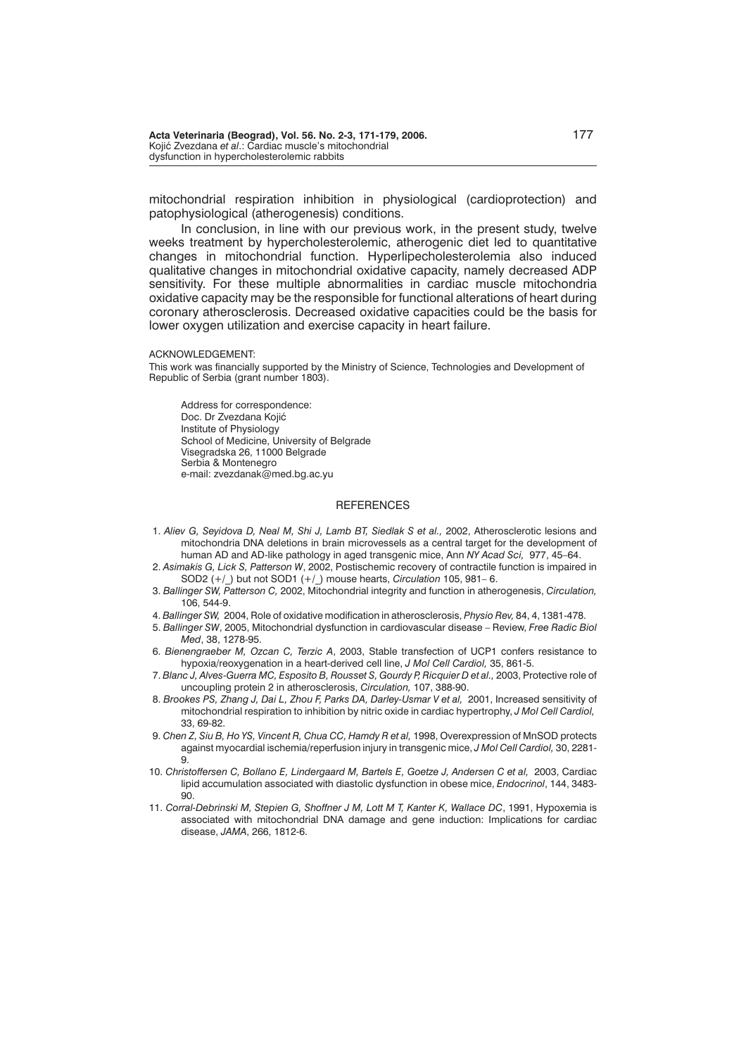mitochondrial respiration inhibition in physiological (cardioprotection) and patophysiological (atherogenesis) conditions.

In conclusion, in line with our previous work, in the present study, twelve weeks treatment by hypercholesterolemic, atherogenic diet led to quantitative changes in mitochondrial function. Hyperlipecholesterolemia also induced qualitative changes in mitochondrial oxidative capacity, namely decreased ADP sensitivity. For these multiple abnormalities in cardiac muscle mitochondria oxidative capacity may be the responsible for functional alterations of heart during coronary atherosclerosis. Decreased oxidative capacities could be the basis for lower oxygen utilization and exercise capacity in heart failure.

ACKNOWLEDGEMENT:

This work was financially supported by the Ministry of Science, Technologies and Development of Republic of Serbia (grant number 1803).

Address for correspondence:
Doc. Dr Zvezdana Kojić
Institute of Physiology
School of Medicine, University of Belgrade
Visegradska 26, 11000 Belgrade
Serbia & Montenegro
e-mail: zvezdanak@med.bg.ac.yu

## REFERENCES

1. *Aliev G, Seyidova D, Neal M, Shi J, Lamb BT, Siedlak S et al.,* 2002, Atherosclerotic lesions and mitochondria DNA deletions in brain microvessels as a central target for the development of human AD and AD-like pathology in aged transgenic mice, Ann *NY Acad Sci,* 977, 45–64.
2. *Asimakis G, Lick S, Patterson W*, 2002, Postischemic recovery of contractile function is impaired in SOD2 (+/_) but not SOD1 (+/_) mouse hearts, *Circulation* 105, 981– 6.
3. *Ballinger SW, Patterson C,* 2002, Mitochondrial integrity and function in atherogenesis, *Circulation,* 106, 544-9.
4. *Ballinger SW,* 2004, Role of oxidative modification in atherosclerosis, *Physio Rev,* 84, 4, 1381-478.
5. *Ballinger SW*, 2005, Mitochondrial dysfunction in cardiovascular disease – Review, *Free Radic Biol Med*, 38, 1278-95.
6. *Bienengraeber M, Ozcan C, Terzic A*, 2003, Stable transfection of UCP1 confers resistance to hypoxia/reoxygenation in a heart-derived cell line, *J Mol Cell Cardiol,* 35, 861-5.
7. *Blanc J, Alves-Guerra MC, Esposito B, Rousset S, Gourdy P, Ricquier D et al.,* 2003, Protective role of uncoupling protein 2 in atherosclerosis, *Circulation,* 107, 388-90.
8. *Brookes PS, Zhang J, Dai L, Zhou F, Parks DA, Darley-Usmar V et al,* 2001, Increased sensitivity of mitochondrial respiration to inhibition by nitric oxide in cardiac hypertrophy, *J Mol Cell Cardiol,* 33, 69-82.
9. *Chen Z, Siu B, Ho YS, Vincent R, Chua CC, Hamdy R et al,* 1998, Overexpression of MnSOD protects against myocardial ischemia/reperfusion injury in transgenic mice, *J Mol Cell Cardiol,* 30, 2281-9.
10. *Christoffersen C, Bollano E, Lindergaard M, Bartels E, Goetze J, Andersen C et al,* 2003, Cardiac lipid accumulation associated with diastolic dysfunction in obese mice, *Endocrinol*, 144, 3483-90.
11. *Corral-Debrinski M, Stepien G, Shoffner J M, Lott M T, Kanter K, Wallace DC*, 1991, Hypoxemia is associated with mitochondrial DNA damage and gene induction: Implications for cardiac disease, *JAMA*, 266, 1812-6.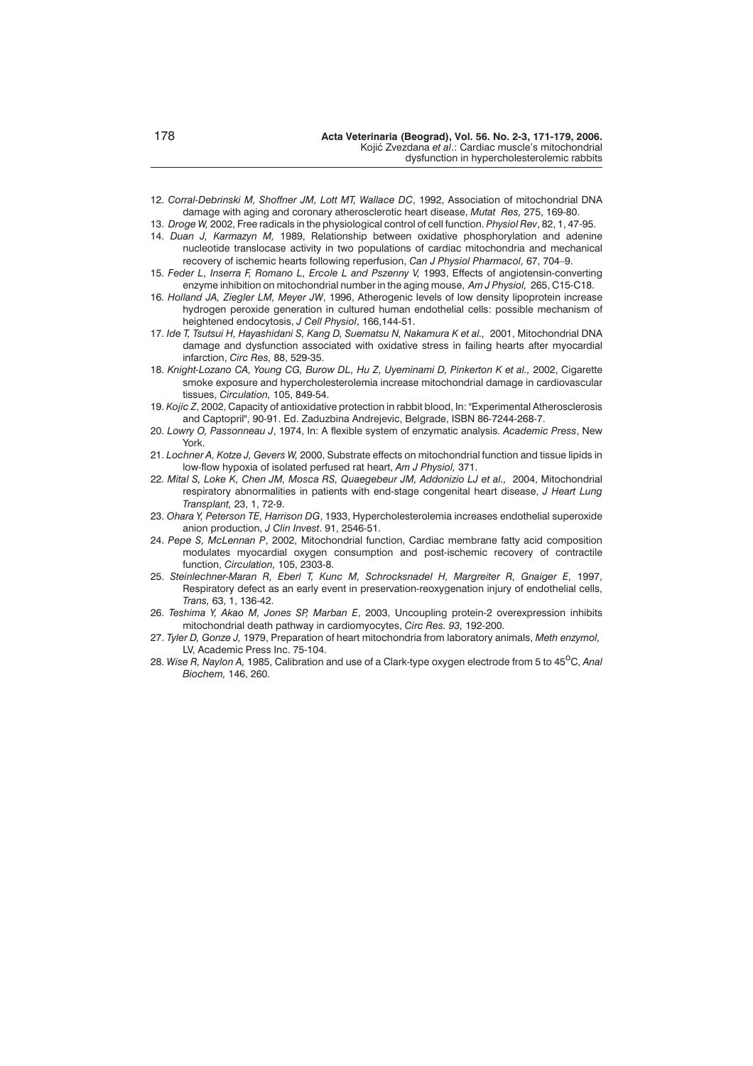12. *Corral-Debrinski M, Shoffner JM, Lott MT, Wallace DC*, 1992, Association of mitochondrial DNA damage with aging and coronary atherosclerotic heart disease, *Mutat Res,* 275, 169-80.
13. *Droge W,* 2002, Free radicals in the physiological control of cell function. *Physiol Rev*, 82, 1, 47-95.
14. *Duan J, Karmazyn M,* 1989, Relationship between oxidative phosphorylation and adenine nucleotide translocase activity in two populations of cardiac mitochondria and mechanical recovery of ischemic hearts following reperfusion, *Can J Physiol Pharmacol,* 67, 704–9.
15. *Feder L, Inserra F, Romano L, Ercole L and Pszenny V,* 1993, Effects of angiotensin-converting enzyme inhibition on mitochondrial number in the aging mouse, *Am J Physiol,* 265, C15-C18.
16. *Holland JA, Ziegler LM, Meyer JW*, 1996, Atherogenic levels of low density lipoprotein increase hydrogen peroxide generation in cultured human endothelial cells: possible mechanism of heightened endocytosis, *J Cell Physiol*, 166,144-51.
17. *Ide T, Tsutsui H, Hayashidani S, Kang D, Suematsu N, Nakamura K et al.,* 2001, Mitochondrial DNA damage and dysfunction associated with oxidative stress in failing hearts after myocardial infarction, *Circ Res,* 88, 529-35.
18. *Knight-Lozano CA, Young CG, Burow DL, Hu Z, Uyeminami D, Pinkerton K et al.,* 2002, Cigarette smoke exposure and hypercholesterolemia increase mitochondrial damage in cardiovascular tissues, *Circulation,* 105, 849-54.
19. *Kojic Z*, 2002, Capacity of antioxidative protection in rabbit blood, In: "Experimental Atherosclerosis and Captopril", 90-91. Ed. Zaduzbina Andrejevic, Belgrade, ISBN 86-7244-268-7.
20. *Lowry O, Passonneau J*, 1974, In: A flexible system of enzymatic analysis. *Academic Press*, New York.
21. *Lochner A, Kotze J, Gevers W,* 2000, Substrate effects on mitochondrial function and tissue lipids in low-flow hypoxia of isolated perfused rat heart, *Am J Physiol,* 371.
22. *Mital S, Loke K, Chen JM, Mosca RS, Quaegebeur JM, Addonizio LJ et al.,* 2004, Mitochondrial respiratory abnormalities in patients with end-stage congenital heart disease, *J Heart Lung Transplant,* 23, 1, 72-9.
23. *Ohara Y, Peterson TE, Harrison DG*, 1933, Hypercholesterolemia increases endothelial superoxide anion production, *J Clin Invest*. 91, 2546-51.
24. *Pepe S, McLennan P*, 2002, Mitochondrial function, Cardiac membrane fatty acid composition modulates myocardial oxygen consumption and post-ischemic recovery of contractile function, *Circulation,* 105, 2303-8.
25. *Steinlechner-Maran R, Eberl T, Kunc M, Schrocksnadel H, Margreiter R, Gnaiger E,* 1997, Respiratory defect as an early event in preservation-reoxygenation injury of endothelial cells, *Trans,* 63, 1, 136-42.
26. *Teshima Y, Akao M, Jones SP, Marban E*, 2003, Uncoupling protein-2 overexpression inhibits mitochondrial death pathway in cardiomyocytes, *Circ Res. 93,* 192-200.
27. *Tyler D, Gonze J,* 1979, Preparation of heart mitochondria from laboratory animals, *Meth enzymol,* LV, Academic Press Inc. 75-104.
28. *Wise R, Naylon A,* 1985, Calibration and use of a Clark-type oxygen electrode from 5 to 45$^{O}$C, *Anal Biochem,* 146, 260.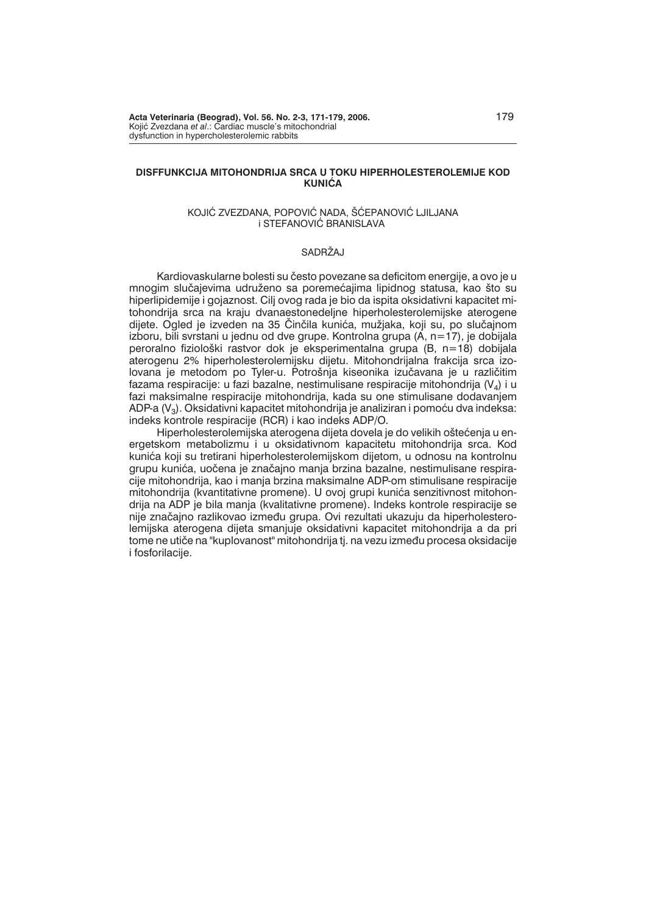## DISFFUNKCIJA MITOHONDRIJA SRCA U TOKU HIPERHOLESTEROLEMIJE KOD KUNIĆA

KOJIĆ ZVEZDANA, POPOVIĆ NADA, ŠĆEPANOVIĆ LJILJANA i STEFANOVIĆ BRANISLAVA

### SADRŽAJ

Kardiovaskularne bolesti su često povezane sa deficitom energije, a ovo je u mnogim slučajevima udruženo sa poremećajima lipidnog statusa, kao što su hiperlipidemije i gojaznost. Cilj ovog rada je bio da ispita oksidativni kapacitet mitohondrija srca na kraju dvanaestonedeljne hiperholesterolemijske aterogene dijete. Ogled je izveden na 35 Činčila kunića, mužjaka, koji su, po slučajnom izboru, bili svrstani u jednu od dve grupe. Kontrolna grupa (A, n=17), je dobijala peroralno fiziološki rastvor dok je eksperimentalna grupa (B, n=18) dobijala aterogenu 2% hiperholesterolemijsku dijetu. Mitohondrijalna frakcija srca izolovana je metodom po Tyler-u. Potrošnja kiseonika izučavana je u različitim fazama respiracije: u fazi bazalne, nestimulisane respiracije mitohondrija ($V_4$) i u fazi maksimalne respiracije mitohondrija, kada su one stimulisane dodavanjem ADP-a ($V_3$). Oksidativni kapacitet mitohondrija je analiziran i pomoću dva indeksa: indeks kontrole respiracije (RCR) i kao indeks ADP/O.

Hiperholesterolemijska aterogena dijeta dovela je do velikih oštećenja u energetskom metabolizmu i u oksidativnom kapacitetu mitohondrija srca. Kod kunića koji su tretirani hiperholesterolemijskom dijetom, u odnosu na kontrolnu grupu kunića, uočena je značajno manja brzina bazalne, nestimulisane respiracije mitohondrija, kao i manja brzina maksimalne ADP-om stimulisane respiracije mitohondrija (kvantitativne promene). U ovoj grupi kunića senzitivnost mitohondrija na ADP je bila manja (kvalitativne promene). Indeks kontrole respiracije se nije značajno razlikovao između grupa. Ovi rezultati ukazuju da hiperholesterolemijska aterogena dijeta smanjuje oksidativni kapacitet mitohondrija a da pri tome ne utiče na "kuplovanost" mitohondrija tj. na vezu između procesa oksidacije i fosforilacije.